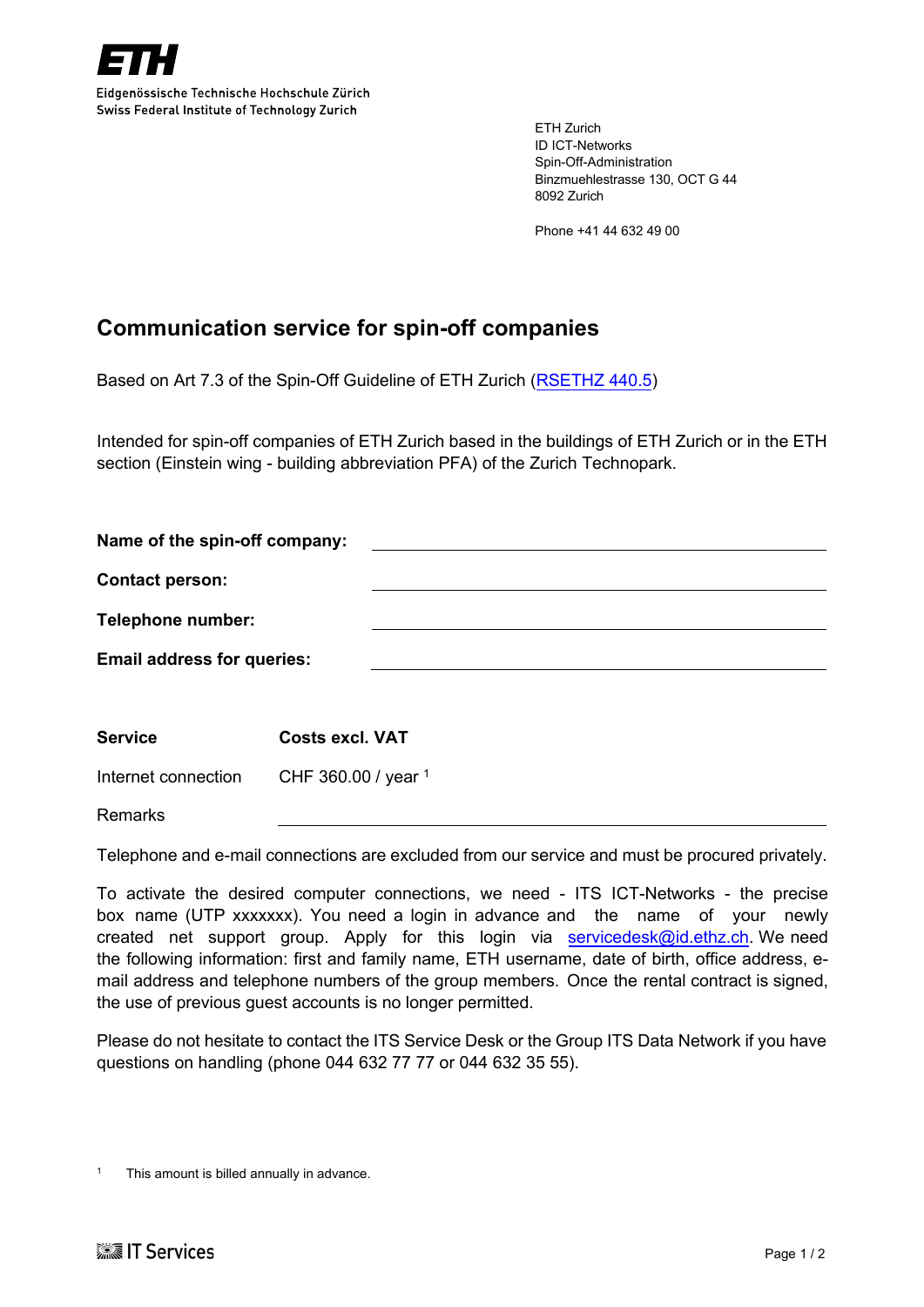ETH

Eidgenössische Technische Hochschule Zürich
Swiss Federal Institute of Technology Zurich

ETH Zurich
ID ICT-Networks
Spin-Off-Administration
Binzmuehlestrasse 130, OCT G 44
8092 Zurich

Phone +41 44 632 49 00

# Communication service for spin-off companies

Based on Art 7.3 of the Spin-Off Guideline of ETH Zurich (RSETHZ 440.5)

Intended for spin-off companies of ETH Zurich based in the buildings of ETH Zurich or in the ETH section (Einstein wing - building abbreviation PFA) of the Zurich Technopark.

**Name of the spin-off company:** ______________________________

**Contact person:** ______________________________

**Telephone number:** ______________________________

**Email address for queries:** ______________________________

| **Service** | **Costs excl. VAT** |
|---|---|
| Internet connection | CHF 360.00 / year [1] |
| Remarks | ______________________________ |

Telephone and e-mail connections are excluded from our service and must be procured privately.

To activate the desired computer connections, we need - ITS ICT-Networks - the precise box name (UTP xxxxxxx). You need a login in advance and the name of your newly created net support group. Apply for this login via servicedesk@id.ethz.ch. We need the following information: first and family name, ETH username, date of birth, office address, e-mail address and telephone numbers of the group members. Once the rental contract is signed, the use of previous guest accounts is no longer permitted.

Please do not hesitate to contact the ITS Service Desk or the Group ITS Data Network if you have questions on handling (phone 044 632 77 77 or 044 632 35 55).

[1] This amount is billed annually in advance.

IT Services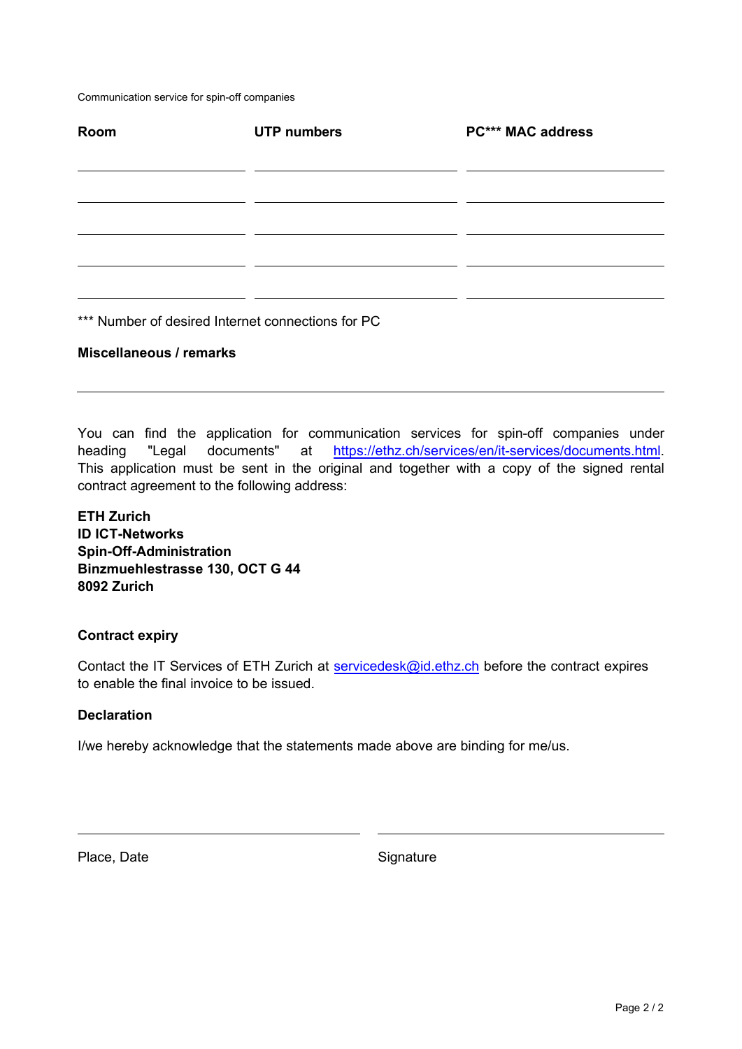Communication service for spin-off companies

| Room | UTP numbers | PC*** MAC address |
| --- | --- | --- |
| | | |
| | | |
| | | |
| | | |
| | | |

*** Number of desired Internet connections for PC

**Miscellaneous / remarks**

---

You can find the application for communication services for spin-off companies under heading "Legal documents" at https://ethz.ch/services/en/it-services/documents.html. This application must be sent in the original and together with a copy of the signed rental contract agreement to the following address:

**ETH Zurich**
**ID ICT-Networks**
**Spin-Off-Administration**
**Binzmuehlestrasse 130, OCT G 44**
**8092 Zurich**

**Contract expiry**

Contact the IT Services of ETH Zurich at servicedesk@id.ethz.ch before the contract expires to enable the final invoice to be issued.

**Declaration**

I/we hereby acknowledge that the statements made above are binding for me/us.

| | |
| --- | --- |
| Place, Date | Signature |